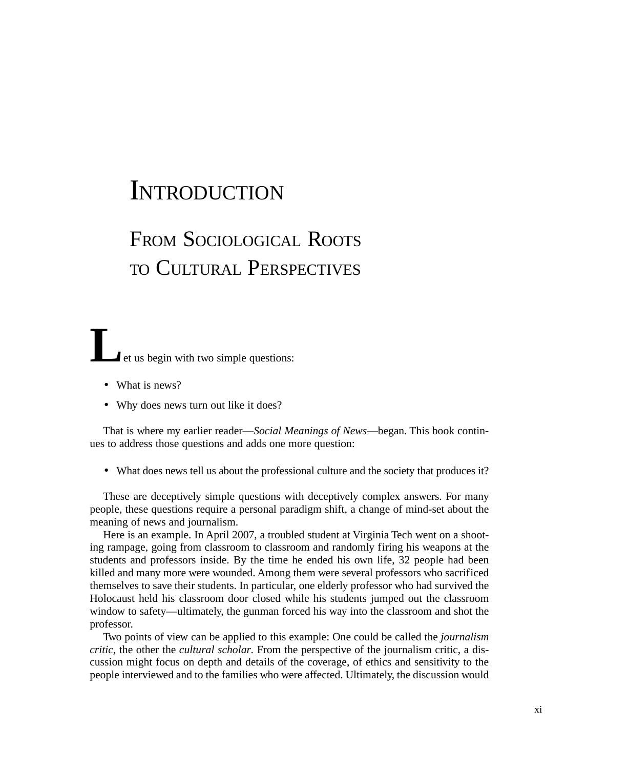# Introduction

## From Sociological Roots to Cultural Perspectives

Let us begin with two simple questions:

- What is news?
- Why does news turn out like it does?

That is where my earlier reader—*Social Meanings of News*—began. This book continues to address those questions and adds one more question:

- What does news tell us about the professional culture and the society that produces it?

These are deceptively simple questions with deceptively complex answers. For many people, these questions require a personal paradigm shift, a change of mind-set about the meaning of news and journalism.

Here is an example. In April 2007, a troubled student at Virginia Tech went on a shooting rampage, going from classroom to classroom and randomly firing his weapons at the students and professors inside. By the time he ended his own life, 32 people had been killed and many more were wounded. Among them were several professors who sacrificed themselves to save their students. In particular, one elderly professor who had survived the Holocaust held his classroom door closed while his students jumped out the classroom window to safety—ultimately, the gunman forced his way into the classroom and shot the professor.

Two points of view can be applied to this example: One could be called the *journalism critic,* the other the *cultural scholar.* From the perspective of the journalism critic, a discussion might focus on depth and details of the coverage, of ethics and sensitivity to the people interviewed and to the families who were affected. Ultimately, the discussion would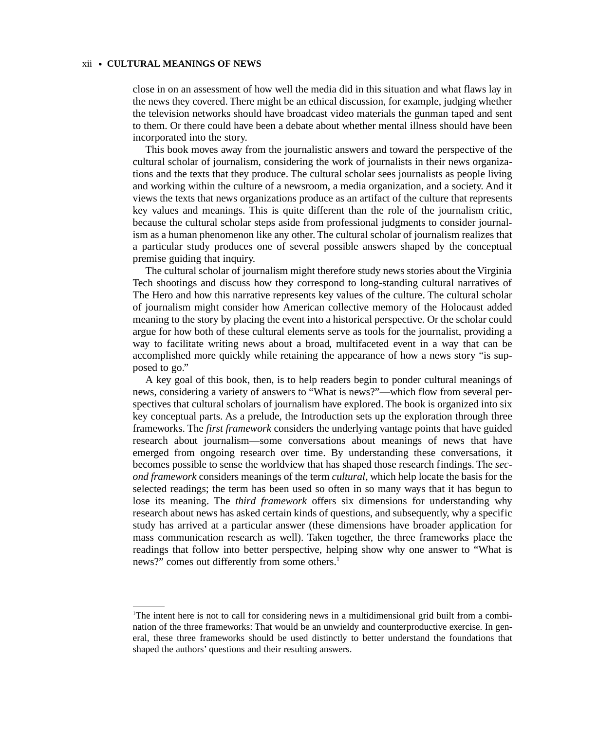close in on an assessment of how well the media did in this situation and what flaws lay in the news they covered. There might be an ethical discussion, for example, judging whether the television networks should have broadcast video materials the gunman taped and sent to them. Or there could have been a debate about whether mental illness should have been incorporated into the story.

This book moves away from the journalistic answers and toward the perspective of the cultural scholar of journalism, considering the work of journalists in their news organizations and the texts that they produce. The cultural scholar sees journalists as people living and working within the culture of a newsroom, a media organization, and a society. And it views the texts that news organizations produce as an artifact of the culture that represents key values and meanings. This is quite different than the role of the journalism critic, because the cultural scholar steps aside from professional judgments to consider journalism as a human phenomenon like any other. The cultural scholar of journalism realizes that a particular study produces one of several possible answers shaped by the conceptual premise guiding that inquiry.

The cultural scholar of journalism might therefore study news stories about the Virginia Tech shootings and discuss how they correspond to long-standing cultural narratives of The Hero and how this narrative represents key values of the culture. The cultural scholar of journalism might consider how American collective memory of the Holocaust added meaning to the story by placing the event into a historical perspective. Or the scholar could argue for how both of these cultural elements serve as tools for the journalist, providing a way to facilitate writing news about a broad, multifaceted event in a way that can be accomplished more quickly while retaining the appearance of how a news story "is supposed to go."

A key goal of this book, then, is to help readers begin to ponder cultural meanings of news, considering a variety of answers to "What is news?"—which flow from several perspectives that cultural scholars of journalism have explored. The book is organized into six key conceptual parts. As a prelude, the Introduction sets up the exploration through three frameworks. The *first framework* considers the underlying vantage points that have guided research about journalism—some conversations about meanings of news that have emerged from ongoing research over time. By understanding these conversations, it becomes possible to sense the worldview that has shaped those research findings. The *second framework* considers meanings of the term *cultural*, which help locate the basis for the selected readings; the term has been used so often in so many ways that it has begun to lose its meaning. The *third framework* offers six dimensions for understanding why research about news has asked certain kinds of questions, and subsequently, why a specific study has arrived at a particular answer (these dimensions have broader application for mass communication research as well). Taken together, the three frameworks place the readings that follow into better perspective, helping show why one answer to "What is news?" comes out differently from some others.[1]

---

[1]The intent here is not to call for considering news in a multidimensional grid built from a combination of the three frameworks: That would be an unwieldy and counterproductive exercise. In general, these three frameworks should be used distinctly to better understand the foundations that shaped the authors' questions and their resulting answers.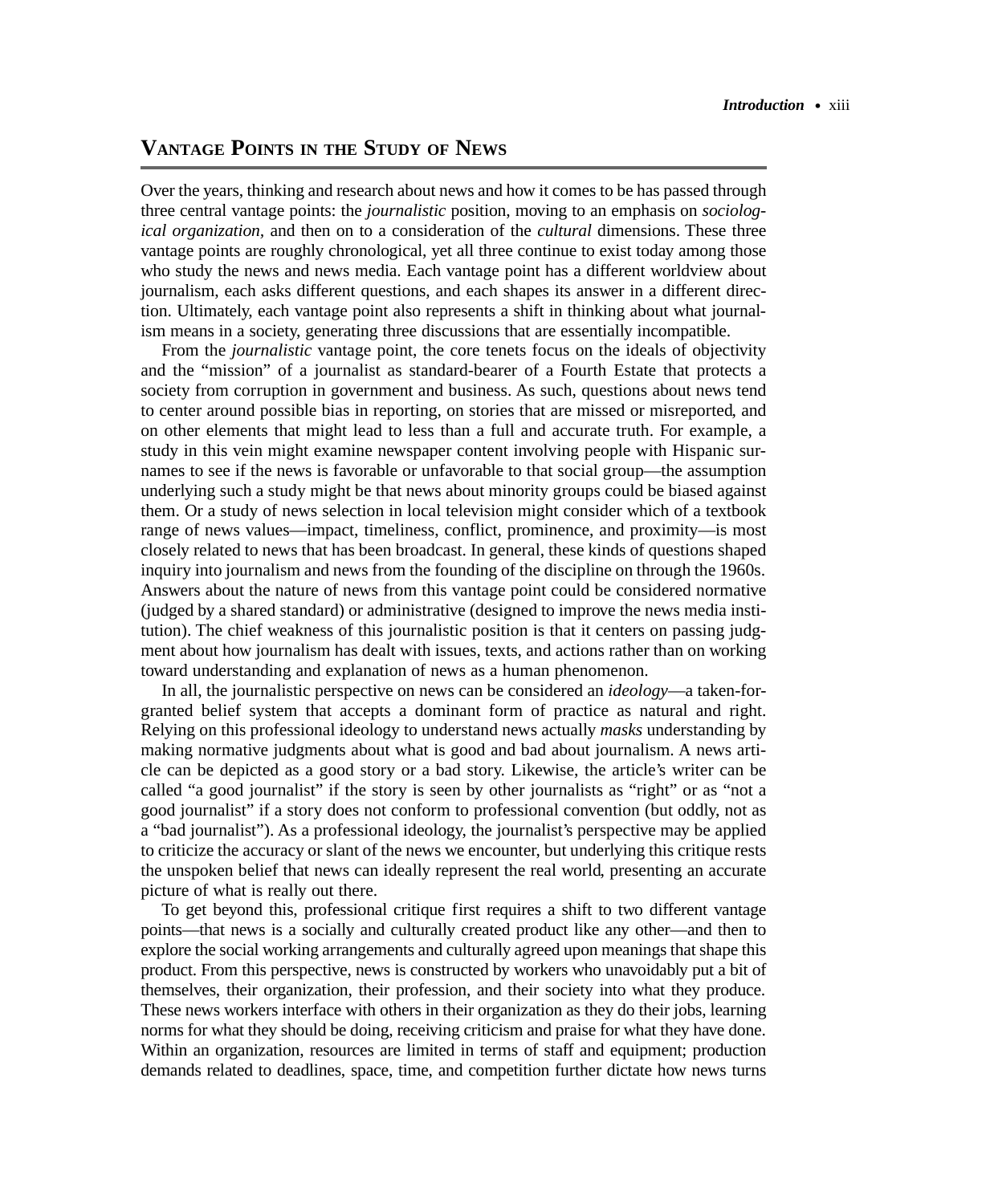## Vantage Points in the Study of News

Over the years, thinking and research about news and how it comes to be has passed through three central vantage points: the *journalistic* position, moving to an emphasis on *sociological organization,* and then on to a consideration of the *cultural* dimensions. These three vantage points are roughly chronological, yet all three continue to exist today among those who study the news and news media. Each vantage point has a different worldview about journalism, each asks different questions, and each shapes its answer in a different direction. Ultimately, each vantage point also represents a shift in thinking about what journalism means in a society, generating three discussions that are essentially incompatible.

From the *journalistic* vantage point, the core tenets focus on the ideals of objectivity and the "mission" of a journalist as standard-bearer of a Fourth Estate that protects a society from corruption in government and business. As such, questions about news tend to center around possible bias in reporting, on stories that are missed or misreported, and on other elements that might lead to less than a full and accurate truth. For example, a study in this vein might examine newspaper content involving people with Hispanic surnames to see if the news is favorable or unfavorable to that social group—the assumption underlying such a study might be that news about minority groups could be biased against them. Or a study of news selection in local television might consider which of a textbook range of news values—impact, timeliness, conflict, prominence, and proximity—is most closely related to news that has been broadcast. In general, these kinds of questions shaped inquiry into journalism and news from the founding of the discipline on through the 1960s. Answers about the nature of news from this vantage point could be considered normative (judged by a shared standard) or administrative (designed to improve the news media institution). The chief weakness of this journalistic position is that it centers on passing judgment about how journalism has dealt with issues, texts, and actions rather than on working toward understanding and explanation of news as a human phenomenon.

In all, the journalistic perspective on news can be considered an *ideology*—a taken-for-granted belief system that accepts a dominant form of practice as natural and right. Relying on this professional ideology to understand news actually *masks* understanding by making normative judgments about what is good and bad about journalism. A news article can be depicted as a good story or a bad story. Likewise, the article's writer can be called "a good journalist" if the story is seen by other journalists as "right" or as "not a good journalist" if a story does not conform to professional convention (but oddly, not as a "bad journalist"). As a professional ideology, the journalist's perspective may be applied to criticize the accuracy or slant of the news we encounter, but underlying this critique rests the unspoken belief that news can ideally represent the real world, presenting an accurate picture of what is really out there.

To get beyond this, professional critique first requires a shift to two different vantage points—that news is a socially and culturally created product like any other—and then to explore the social working arrangements and culturally agreed upon meanings that shape this product. From this perspective, news is constructed by workers who unavoidably put a bit of themselves, their organization, their profession, and their society into what they produce. These news workers interface with others in their organization as they do their jobs, learning norms for what they should be doing, receiving criticism and praise for what they have done. Within an organization, resources are limited in terms of staff and equipment; production demands related to deadlines, space, time, and competition further dictate how news turns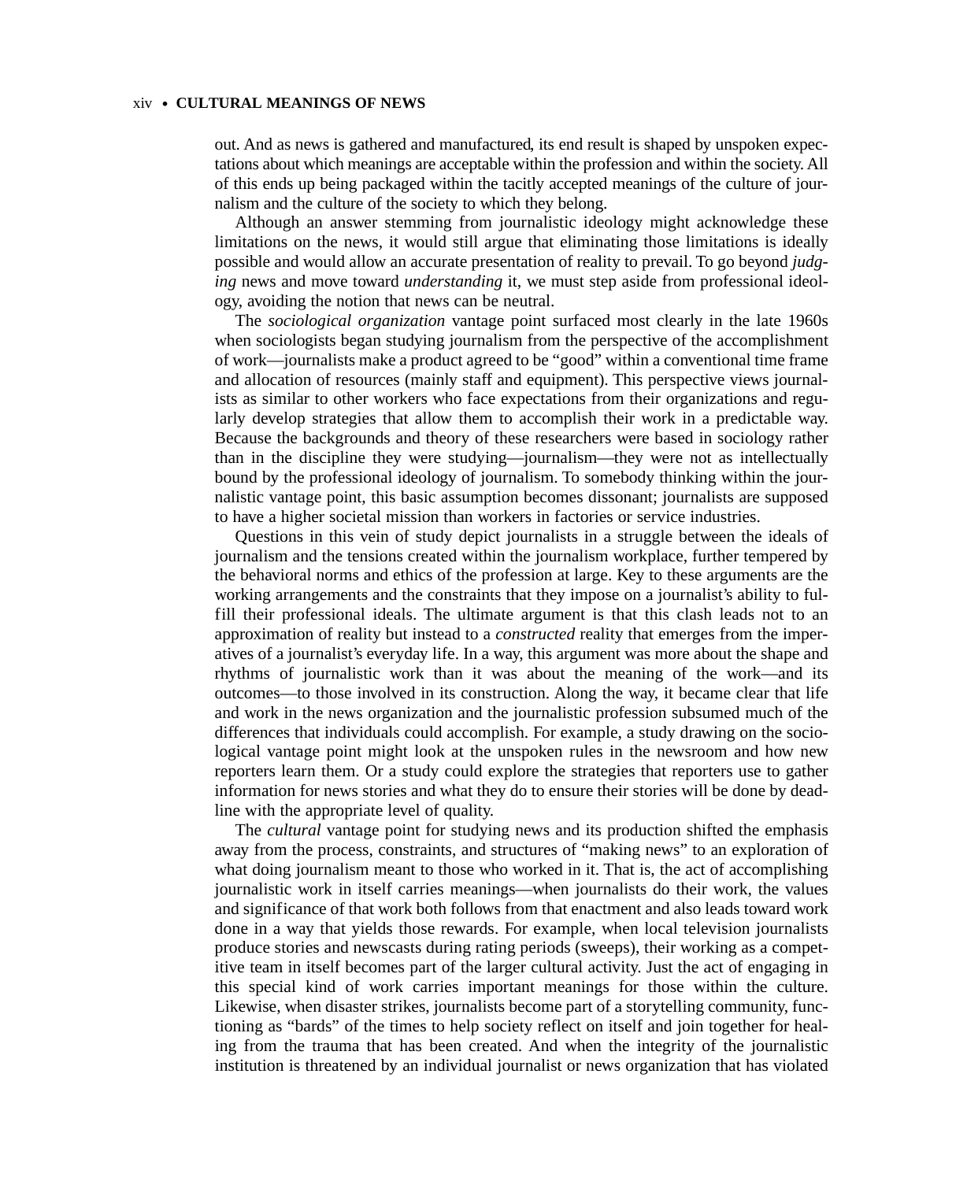out. And as news is gathered and manufactured, its end result is shaped by unspoken expectations about which meanings are acceptable within the profession and within the society. All of this ends up being packaged within the tacitly accepted meanings of the culture of journalism and the culture of the society to which they belong.

Although an answer stemming from journalistic ideology might acknowledge these limitations on the news, it would still argue that eliminating those limitations is ideally possible and would allow an accurate presentation of reality to prevail. To go beyond *judging* news and move toward *understanding* it, we must step aside from professional ideology, avoiding the notion that news can be neutral.

The *sociological organization* vantage point surfaced most clearly in the late 1960s when sociologists began studying journalism from the perspective of the accomplishment of work—journalists make a product agreed to be "good" within a conventional time frame and allocation of resources (mainly staff and equipment). This perspective views journalists as similar to other workers who face expectations from their organizations and regularly develop strategies that allow them to accomplish their work in a predictable way. Because the backgrounds and theory of these researchers were based in sociology rather than in the discipline they were studying—journalism—they were not as intellectually bound by the professional ideology of journalism. To somebody thinking within the journalistic vantage point, this basic assumption becomes dissonant; journalists are supposed to have a higher societal mission than workers in factories or service industries.

Questions in this vein of study depict journalists in a struggle between the ideals of journalism and the tensions created within the journalism workplace, further tempered by the behavioral norms and ethics of the profession at large. Key to these arguments are the working arrangements and the constraints that they impose on a journalist's ability to fulfill their professional ideals. The ultimate argument is that this clash leads not to an approximation of reality but instead to a *constructed* reality that emerges from the imperatives of a journalist's everyday life. In a way, this argument was more about the shape and rhythms of journalistic work than it was about the meaning of the work—and its outcomes—to those involved in its construction. Along the way, it became clear that life and work in the news organization and the journalistic profession subsumed much of the differences that individuals could accomplish. For example, a study drawing on the sociological vantage point might look at the unspoken rules in the newsroom and how new reporters learn them. Or a study could explore the strategies that reporters use to gather information for news stories and what they do to ensure their stories will be done by deadline with the appropriate level of quality.

The *cultural* vantage point for studying news and its production shifted the emphasis away from the process, constraints, and structures of "making news" to an exploration of what doing journalism meant to those who worked in it. That is, the act of accomplishing journalistic work in itself carries meanings—when journalists do their work, the values and significance of that work both follows from that enactment and also leads toward work done in a way that yields those rewards. For example, when local television journalists produce stories and newscasts during rating periods (sweeps), their working as a competitive team in itself becomes part of the larger cultural activity. Just the act of engaging in this special kind of work carries important meanings for those within the culture. Likewise, when disaster strikes, journalists become part of a storytelling community, functioning as "bards" of the times to help society reflect on itself and join together for healing from the trauma that has been created. And when the integrity of the journalistic institution is threatened by an individual journalist or news organization that has violated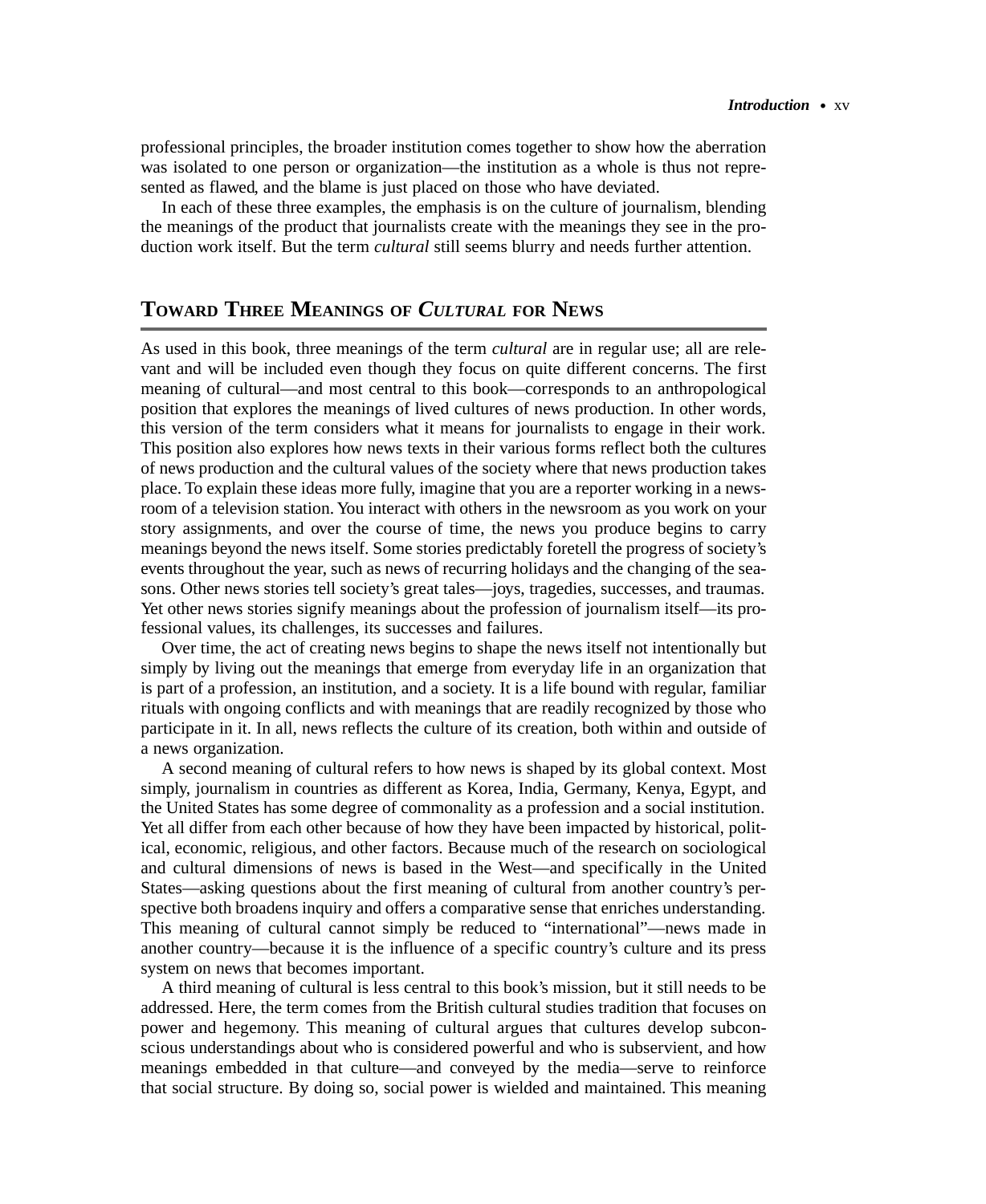professional principles, the broader institution comes together to show how the aberration was isolated to one person or organization—the institution as a whole is thus not represented as flawed, and the blame is just placed on those who have deviated.

In each of these three examples, the emphasis is on the culture of journalism, blending the meanings of the product that journalists create with the meanings they see in the production work itself. But the term *cultural* still seems blurry and needs further attention.

## Toward Three Meanings of *Cultural* for News

As used in this book, three meanings of the term *cultural* are in regular use; all are relevant and will be included even though they focus on quite different concerns. The first meaning of cultural—and most central to this book—corresponds to an anthropological position that explores the meanings of lived cultures of news production. In other words, this version of the term considers what it means for journalists to engage in their work. This position also explores how news texts in their various forms reflect both the cultures of news production and the cultural values of the society where that news production takes place. To explain these ideas more fully, imagine that you are a reporter working in a newsroom of a television station. You interact with others in the newsroom as you work on your story assignments, and over the course of time, the news you produce begins to carry meanings beyond the news itself. Some stories predictably foretell the progress of society's events throughout the year, such as news of recurring holidays and the changing of the seasons. Other news stories tell society's great tales—joys, tragedies, successes, and traumas. Yet other news stories signify meanings about the profession of journalism itself—its professional values, its challenges, its successes and failures.

Over time, the act of creating news begins to shape the news itself not intentionally but simply by living out the meanings that emerge from everyday life in an organization that is part of a profession, an institution, and a society. It is a life bound with regular, familiar rituals with ongoing conflicts and with meanings that are readily recognized by those who participate in it. In all, news reflects the culture of its creation, both within and outside of a news organization.

A second meaning of cultural refers to how news is shaped by its global context. Most simply, journalism in countries as different as Korea, India, Germany, Kenya, Egypt, and the United States has some degree of commonality as a profession and a social institution. Yet all differ from each other because of how they have been impacted by historical, political, economic, religious, and other factors. Because much of the research on sociological and cultural dimensions of news is based in the West—and specifically in the United States—asking questions about the first meaning of cultural from another country's perspective both broadens inquiry and offers a comparative sense that enriches understanding. This meaning of cultural cannot simply be reduced to "international"—news made in another country—because it is the influence of a specific country's culture and its press system on news that becomes important.

A third meaning of cultural is less central to this book's mission, but it still needs to be addressed. Here, the term comes from the British cultural studies tradition that focuses on power and hegemony. This meaning of cultural argues that cultures develop subconscious understandings about who is considered powerful and who is subservient, and how meanings embedded in that culture—and conveyed by the media—serve to reinforce that social structure. By doing so, social power is wielded and maintained. This meaning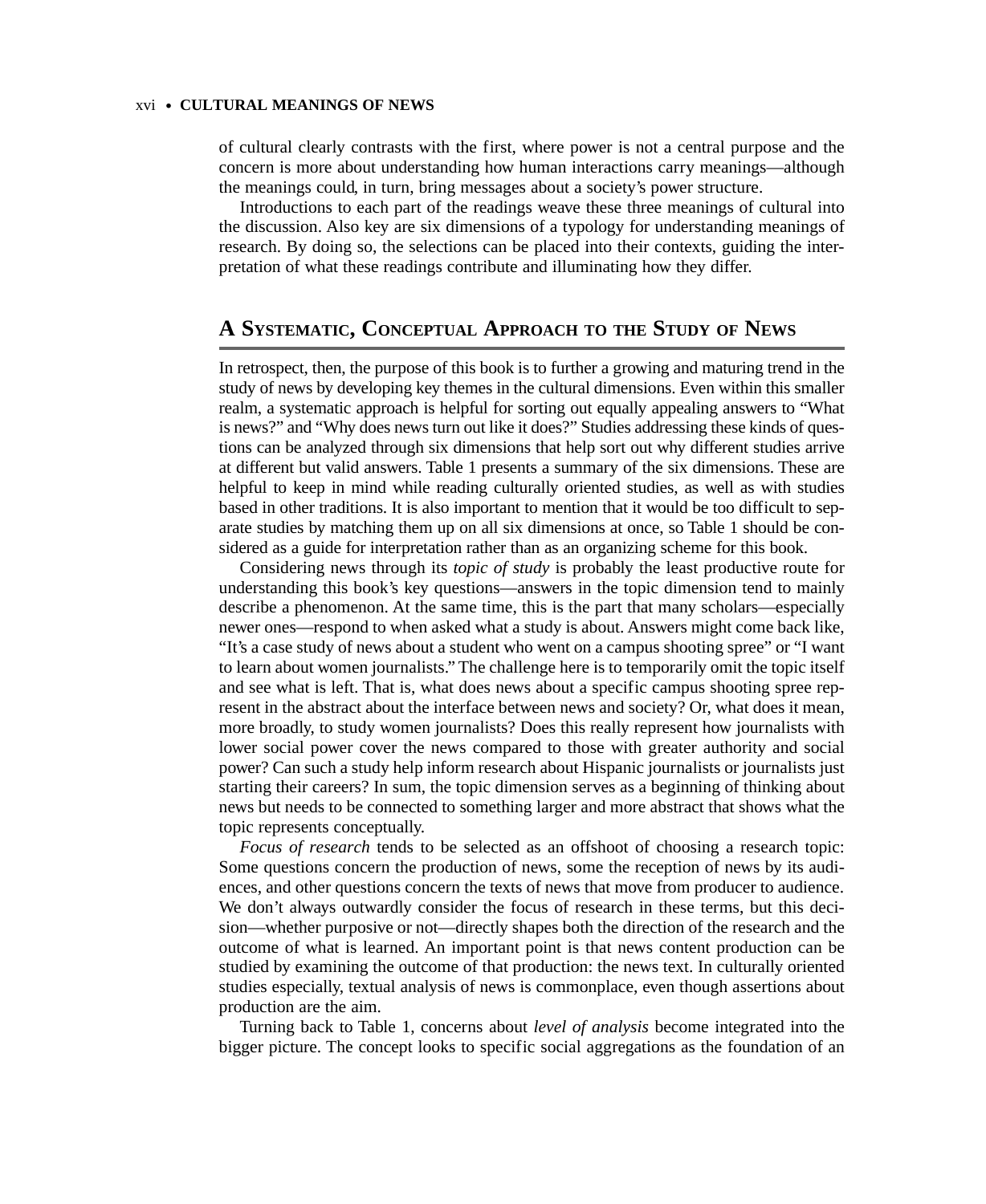of cultural clearly contrasts with the first, where power is not a central purpose and the concern is more about understanding how human interactions carry meanings—although the meanings could, in turn, bring messages about a society's power structure.

Introductions to each part of the readings weave these three meanings of cultural into the discussion. Also key are six dimensions of a typology for understanding meanings of research. By doing so, the selections can be placed into their contexts, guiding the interpretation of what these readings contribute and illuminating how they differ.

## A Systematic, Conceptual Approach to the Study of News

In retrospect, then, the purpose of this book is to further a growing and maturing trend in the study of news by developing key themes in the cultural dimensions. Even within this smaller realm, a systematic approach is helpful for sorting out equally appealing answers to "What is news?" and "Why does news turn out like it does?" Studies addressing these kinds of questions can be analyzed through six dimensions that help sort out why different studies arrive at different but valid answers. Table 1 presents a summary of the six dimensions. These are helpful to keep in mind while reading culturally oriented studies, as well as with studies based in other traditions. It is also important to mention that it would be too difficult to separate studies by matching them up on all six dimensions at once, so Table 1 should be considered as a guide for interpretation rather than as an organizing scheme for this book.

Considering news through its *topic of study* is probably the least productive route for understanding this book's key questions—answers in the topic dimension tend to mainly describe a phenomenon. At the same time, this is the part that many scholars—especially newer ones—respond to when asked what a study is about. Answers might come back like, "It's a case study of news about a student who went on a campus shooting spree" or "I want to learn about women journalists." The challenge here is to temporarily omit the topic itself and see what is left. That is, what does news about a specific campus shooting spree represent in the abstract about the interface between news and society? Or, what does it mean, more broadly, to study women journalists? Does this really represent how journalists with lower social power cover the news compared to those with greater authority and social power? Can such a study help inform research about Hispanic journalists or journalists just starting their careers? In sum, the topic dimension serves as a beginning of thinking about news but needs to be connected to something larger and more abstract that shows what the topic represents conceptually.

*Focus of research* tends to be selected as an offshoot of choosing a research topic: Some questions concern the production of news, some the reception of news by its audiences, and other questions concern the texts of news that move from producer to audience. We don't always outwardly consider the focus of research in these terms, but this decision—whether purposive or not—directly shapes both the direction of the research and the outcome of what is learned. An important point is that news content production can be studied by examining the outcome of that production: the news text. In culturally oriented studies especially, textual analysis of news is commonplace, even though assertions about production are the aim.

Turning back to Table 1, concerns about *level of analysis* become integrated into the bigger picture. The concept looks to specific social aggregations as the foundation of an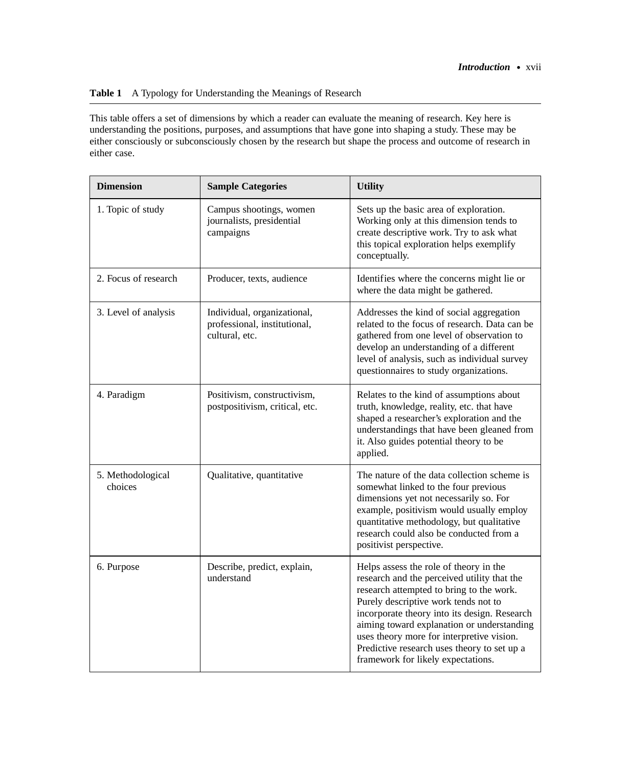**Table 1** A Typology for Understanding the Meanings of Research

This table offers a set of dimensions by which a reader can evaluate the meaning of research. Key here is understanding the positions, purposes, and assumptions that have gone into shaping a study. These may be either consciously or subconsciously chosen by the research but shape the process and outcome of research in either case.

| Dimension | Sample Categories | Utility |
|---|---|---|
| 1. Topic of study | Campus shootings, women journalists, presidential campaigns | Sets up the basic area of exploration. Working only at this dimension tends to create descriptive work. Try to ask what this topical exploration helps exemplify conceptually. |
| 2. Focus of research | Producer, texts, audience | Identifies where the concerns might lie or where the data might be gathered. |
| 3. Level of analysis | Individual, organizational, professional, institutional, cultural, etc. | Addresses the kind of social aggregation related to the focus of research. Data can be gathered from one level of observation to develop an understanding of a different level of analysis, such as individual survey questionnaires to study organizations. |
| 4. Paradigm | Positivism, constructivism, postpositivism, critical, etc. | Relates to the kind of assumptions about truth, knowledge, reality, etc. that have shaped a researcher's exploration and the understandings that have been gleaned from it. Also guides potential theory to be applied. |
| 5. Methodological choices | Qualitative, quantitative | The nature of the data collection scheme is somewhat linked to the four previous dimensions yet not necessarily so. For example, positivism would usually employ quantitative methodology, but qualitative research could also be conducted from a positivist perspective. |
| 6. Purpose | Describe, predict, explain, understand | Helps assess the role of theory in the research and the perceived utility that the research attempted to bring to the work. Purely descriptive work tends not to incorporate theory into its design. Research aiming toward explanation or understanding uses theory more for interpretive vision. Predictive research uses theory to set up a framework for likely expectations. |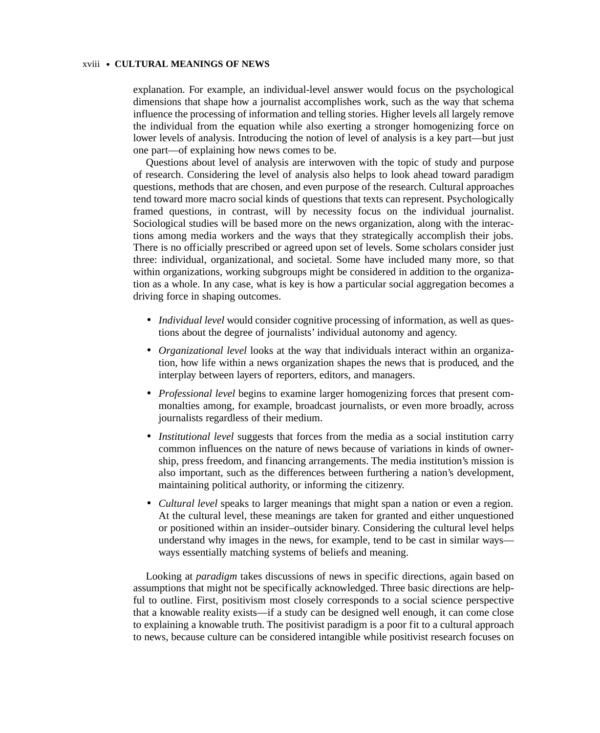explanation. For example, an individual-level answer would focus on the psychological dimensions that shape how a journalist accomplishes work, such as the way that schema influence the processing of information and telling stories. Higher levels all largely remove the individual from the equation while also exerting a stronger homogenizing force on lower levels of analysis. Introducing the notion of level of analysis is a key part—but just one part—of explaining how news comes to be.

Questions about level of analysis are interwoven with the topic of study and purpose of research. Considering the level of analysis also helps to look ahead toward paradigm questions, methods that are chosen, and even purpose of the research. Cultural approaches tend toward more macro social kinds of questions that texts can represent. Psychologically framed questions, in contrast, will by necessity focus on the individual journalist. Sociological studies will be based more on the news organization, along with the interactions among media workers and the ways that they strategically accomplish their jobs. There is no officially prescribed or agreed upon set of levels. Some scholars consider just three: individual, organizational, and societal. Some have included many more, so that within organizations, working subgroups might be considered in addition to the organization as a whole. In any case, what is key is how a particular social aggregation becomes a driving force in shaping outcomes.

- *Individual level* would consider cognitive processing of information, as well as questions about the degree of journalists' individual autonomy and agency.
- *Organizational level* looks at the way that individuals interact within an organization, how life within a news organization shapes the news that is produced, and the interplay between layers of reporters, editors, and managers.
- *Professional level* begins to examine larger homogenizing forces that present commonalties among, for example, broadcast journalists, or even more broadly, across journalists regardless of their medium.
- *Institutional level* suggests that forces from the media as a social institution carry common influences on the nature of news because of variations in kinds of ownership, press freedom, and financing arrangements. The media institution's mission is also important, such as the differences between furthering a nation's development, maintaining political authority, or informing the citizenry.
- *Cultural level* speaks to larger meanings that might span a nation or even a region. At the cultural level, these meanings are taken for granted and either unquestioned or positioned within an insider–outsider binary. Considering the cultural level helps understand why images in the news, for example, tend to be cast in similar ways—ways essentially matching systems of beliefs and meaning.

Looking at *paradigm* takes discussions of news in specific directions, again based on assumptions that might not be specifically acknowledged. Three basic directions are helpful to outline. First, positivism most closely corresponds to a social science perspective that a knowable reality exists—if a study can be designed well enough, it can come close to explaining a knowable truth. The positivist paradigm is a poor fit to a cultural approach to news, because culture can be considered intangible while positivist research focuses on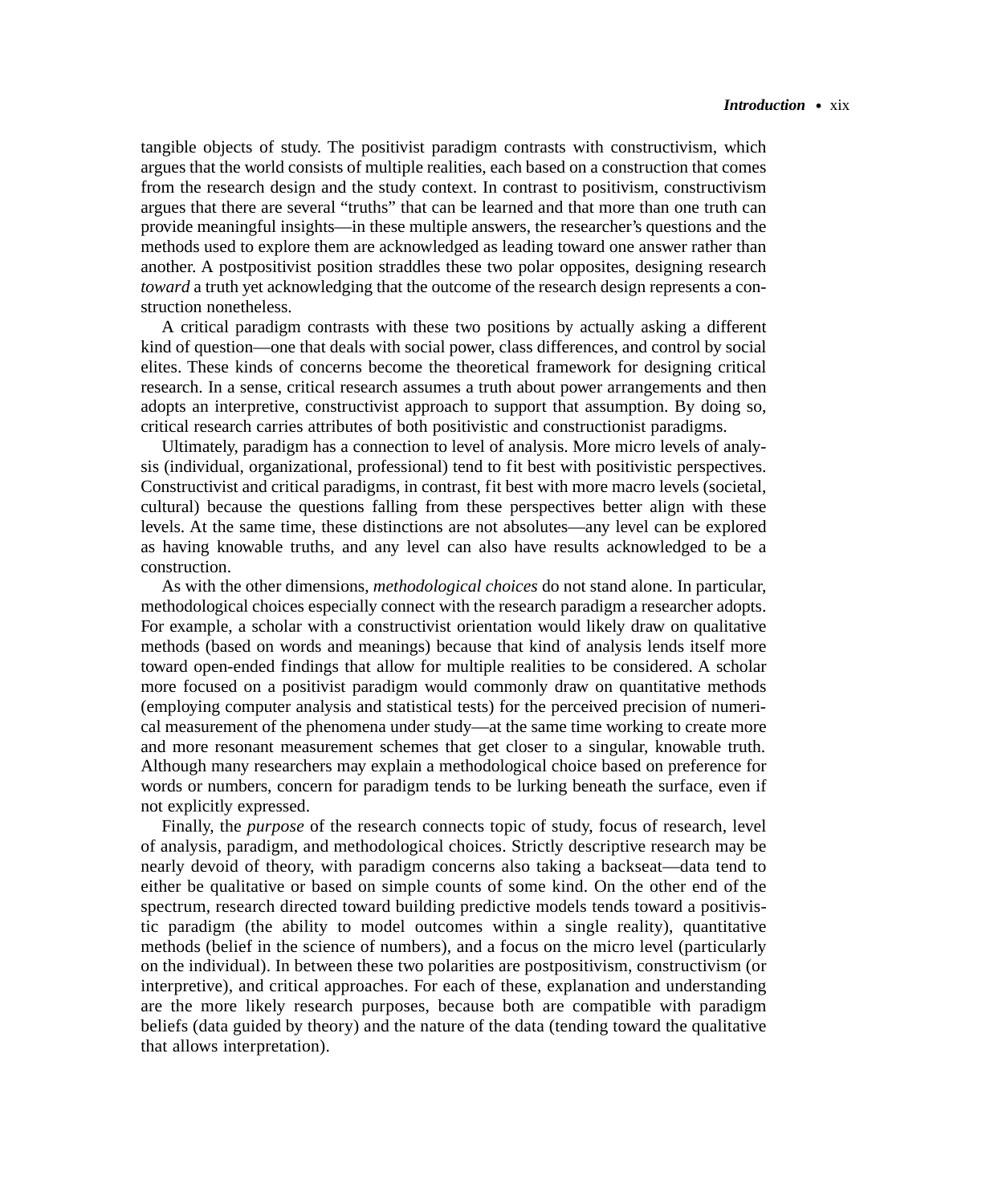tangible objects of study. The positivist paradigm contrasts with constructivism, which argues that the world consists of multiple realities, each based on a construction that comes from the research design and the study context. In contrast to positivism, constructivism argues that there are several "truths" that can be learned and that more than one truth can provide meaningful insights—in these multiple answers, the researcher's questions and the methods used to explore them are acknowledged as leading toward one answer rather than another. A postpositivist position straddles these two polar opposites, designing research *toward* a truth yet acknowledging that the outcome of the research design represents a construction nonetheless.

A critical paradigm contrasts with these two positions by actually asking a different kind of question—one that deals with social power, class differences, and control by social elites. These kinds of concerns become the theoretical framework for designing critical research. In a sense, critical research assumes a truth about power arrangements and then adopts an interpretive, constructivist approach to support that assumption. By doing so, critical research carries attributes of both positivistic and constructionist paradigms.

Ultimately, paradigm has a connection to level of analysis. More micro levels of analysis (individual, organizational, professional) tend to fit best with positivistic perspectives. Constructivist and critical paradigms, in contrast, fit best with more macro levels (societal, cultural) because the questions falling from these perspectives better align with these levels. At the same time, these distinctions are not absolutes—any level can be explored as having knowable truths, and any level can also have results acknowledged to be a construction.

As with the other dimensions, *methodological choices* do not stand alone. In particular, methodological choices especially connect with the research paradigm a researcher adopts. For example, a scholar with a constructivist orientation would likely draw on qualitative methods (based on words and meanings) because that kind of analysis lends itself more toward open-ended findings that allow for multiple realities to be considered. A scholar more focused on a positivist paradigm would commonly draw on quantitative methods (employing computer analysis and statistical tests) for the perceived precision of numerical measurement of the phenomena under study—at the same time working to create more and more resonant measurement schemes that get closer to a singular, knowable truth. Although many researchers may explain a methodological choice based on preference for words or numbers, concern for paradigm tends to be lurking beneath the surface, even if not explicitly expressed.

Finally, the *purpose* of the research connects topic of study, focus of research, level of analysis, paradigm, and methodological choices. Strictly descriptive research may be nearly devoid of theory, with paradigm concerns also taking a backseat—data tend to either be qualitative or based on simple counts of some kind. On the other end of the spectrum, research directed toward building predictive models tends toward a positivistic paradigm (the ability to model outcomes within a single reality), quantitative methods (belief in the science of numbers), and a focus on the micro level (particularly on the individual). In between these two polarities are postpositivism, constructivism (or interpretive), and critical approaches. For each of these, explanation and understanding are the more likely research purposes, because both are compatible with paradigm beliefs (data guided by theory) and the nature of the data (tending toward the qualitative that allows interpretation).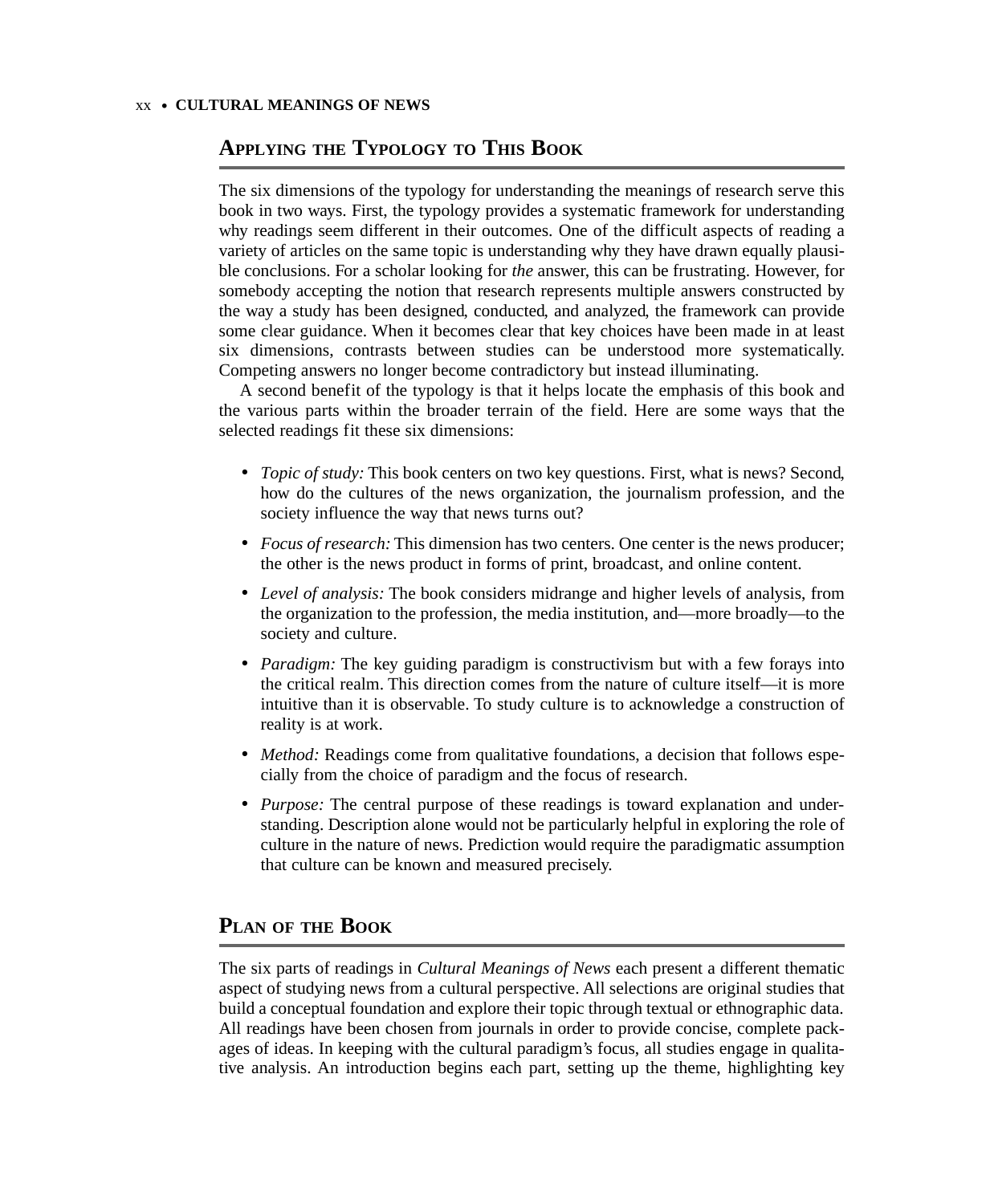## Applying the Typology to This Book

The six dimensions of the typology for understanding the meanings of research serve this book in two ways. First, the typology provides a systematic framework for understanding why readings seem different in their outcomes. One of the difficult aspects of reading a variety of articles on the same topic is understanding why they have drawn equally plausible conclusions. For a scholar looking for *the* answer, this can be frustrating. However, for somebody accepting the notion that research represents multiple answers constructed by the way a study has been designed, conducted, and analyzed, the framework can provide some clear guidance. When it becomes clear that key choices have been made in at least six dimensions, contrasts between studies can be understood more systematically. Competing answers no longer become contradictory but instead illuminating.

A second benefit of the typology is that it helps locate the emphasis of this book and the various parts within the broader terrain of the field. Here are some ways that the selected readings fit these six dimensions:

- *Topic of study:* This book centers on two key questions. First, what is news? Second, how do the cultures of the news organization, the journalism profession, and the society influence the way that news turns out?
- *Focus of research:* This dimension has two centers. One center is the news producer; the other is the news product in forms of print, broadcast, and online content.
- *Level of analysis:* The book considers midrange and higher levels of analysis, from the organization to the profession, the media institution, and—more broadly—to the society and culture.
- *Paradigm:* The key guiding paradigm is constructivism but with a few forays into the critical realm. This direction comes from the nature of culture itself—it is more intuitive than it is observable. To study culture is to acknowledge a construction of reality is at work.
- *Method:* Readings come from qualitative foundations, a decision that follows especially from the choice of paradigm and the focus of research.
- *Purpose:* The central purpose of these readings is toward explanation and understanding. Description alone would not be particularly helpful in exploring the role of culture in the nature of news. Prediction would require the paradigmatic assumption that culture can be known and measured precisely.

## Plan of the Book

The six parts of readings in *Cultural Meanings of News* each present a different thematic aspect of studying news from a cultural perspective. All selections are original studies that build a conceptual foundation and explore their topic through textual or ethnographic data. All readings have been chosen from journals in order to provide concise, complete packages of ideas. In keeping with the cultural paradigm's focus, all studies engage in qualitative analysis. An introduction begins each part, setting up the theme, highlighting key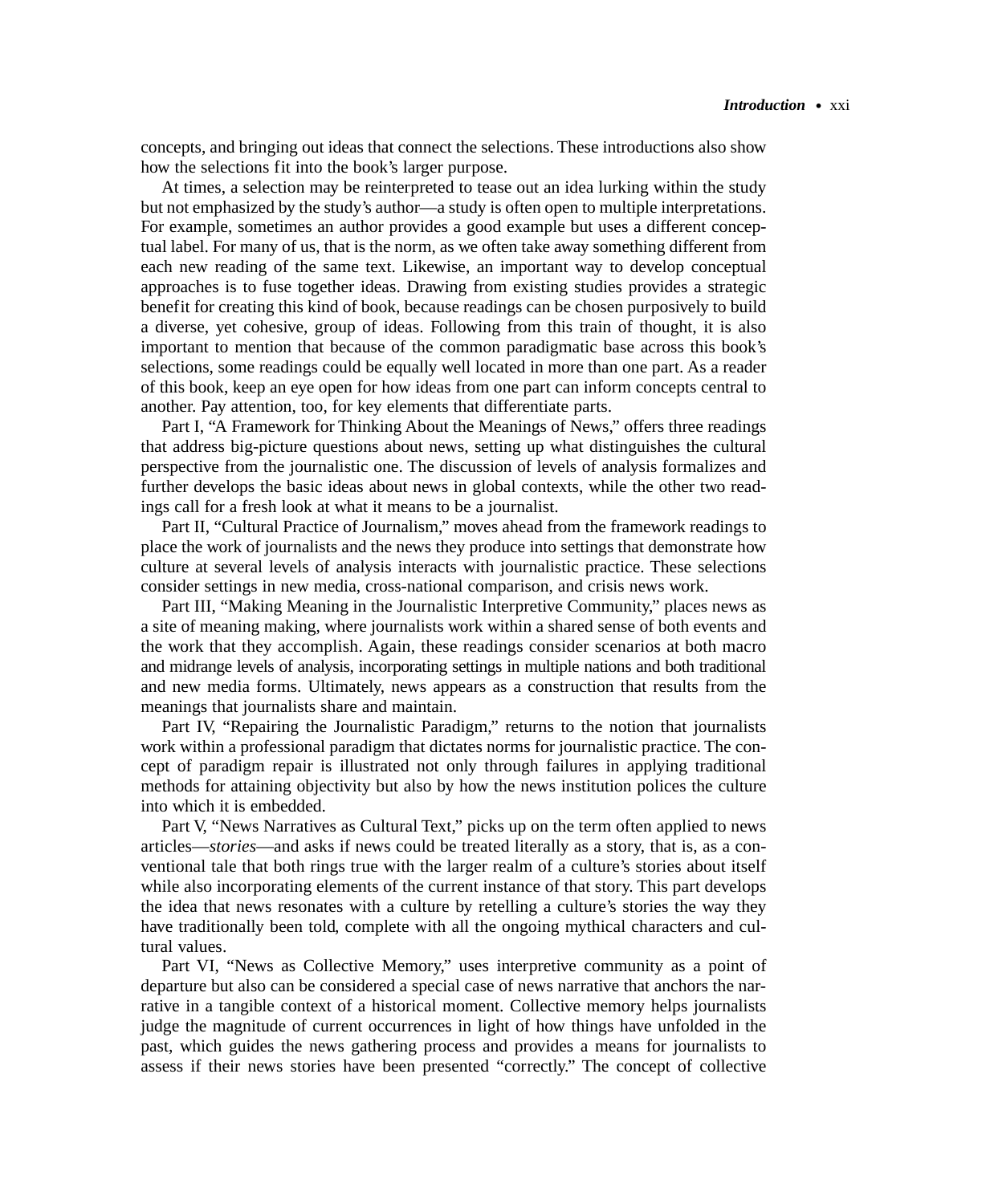concepts, and bringing out ideas that connect the selections. These introductions also show how the selections fit into the book's larger purpose.

At times, a selection may be reinterpreted to tease out an idea lurking within the study but not emphasized by the study's author—a study is often open to multiple interpretations. For example, sometimes an author provides a good example but uses a different conceptual label. For many of us, that is the norm, as we often take away something different from each new reading of the same text. Likewise, an important way to develop conceptual approaches is to fuse together ideas. Drawing from existing studies provides a strategic benefit for creating this kind of book, because readings can be chosen purposively to build a diverse, yet cohesive, group of ideas. Following from this train of thought, it is also important to mention that because of the common paradigmatic base across this book's selections, some readings could be equally well located in more than one part. As a reader of this book, keep an eye open for how ideas from one part can inform concepts central to another. Pay attention, too, for key elements that differentiate parts.

Part I, "A Framework for Thinking About the Meanings of News," offers three readings that address big-picture questions about news, setting up what distinguishes the cultural perspective from the journalistic one. The discussion of levels of analysis formalizes and further develops the basic ideas about news in global contexts, while the other two readings call for a fresh look at what it means to be a journalist.

Part II, "Cultural Practice of Journalism," moves ahead from the framework readings to place the work of journalists and the news they produce into settings that demonstrate how culture at several levels of analysis interacts with journalistic practice. These selections consider settings in new media, cross-national comparison, and crisis news work.

Part III, "Making Meaning in the Journalistic Interpretive Community," places news as a site of meaning making, where journalists work within a shared sense of both events and the work that they accomplish. Again, these readings consider scenarios at both macro and midrange levels of analysis, incorporating settings in multiple nations and both traditional and new media forms. Ultimately, news appears as a construction that results from the meanings that journalists share and maintain.

Part IV, "Repairing the Journalistic Paradigm," returns to the notion that journalists work within a professional paradigm that dictates norms for journalistic practice. The concept of paradigm repair is illustrated not only through failures in applying traditional methods for attaining objectivity but also by how the news institution polices the culture into which it is embedded.

Part V, "News Narratives as Cultural Text," picks up on the term often applied to news articles—*stories*—and asks if news could be treated literally as a story, that is, as a conventional tale that both rings true with the larger realm of a culture's stories about itself while also incorporating elements of the current instance of that story. This part develops the idea that news resonates with a culture by retelling a culture's stories the way they have traditionally been told, complete with all the ongoing mythical characters and cultural values.

Part VI, "News as Collective Memory," uses interpretive community as a point of departure but also can be considered a special case of news narrative that anchors the narrative in a tangible context of a historical moment. Collective memory helps journalists judge the magnitude of current occurrences in light of how things have unfolded in the past, which guides the news gathering process and provides a means for journalists to assess if their news stories have been presented "correctly." The concept of collective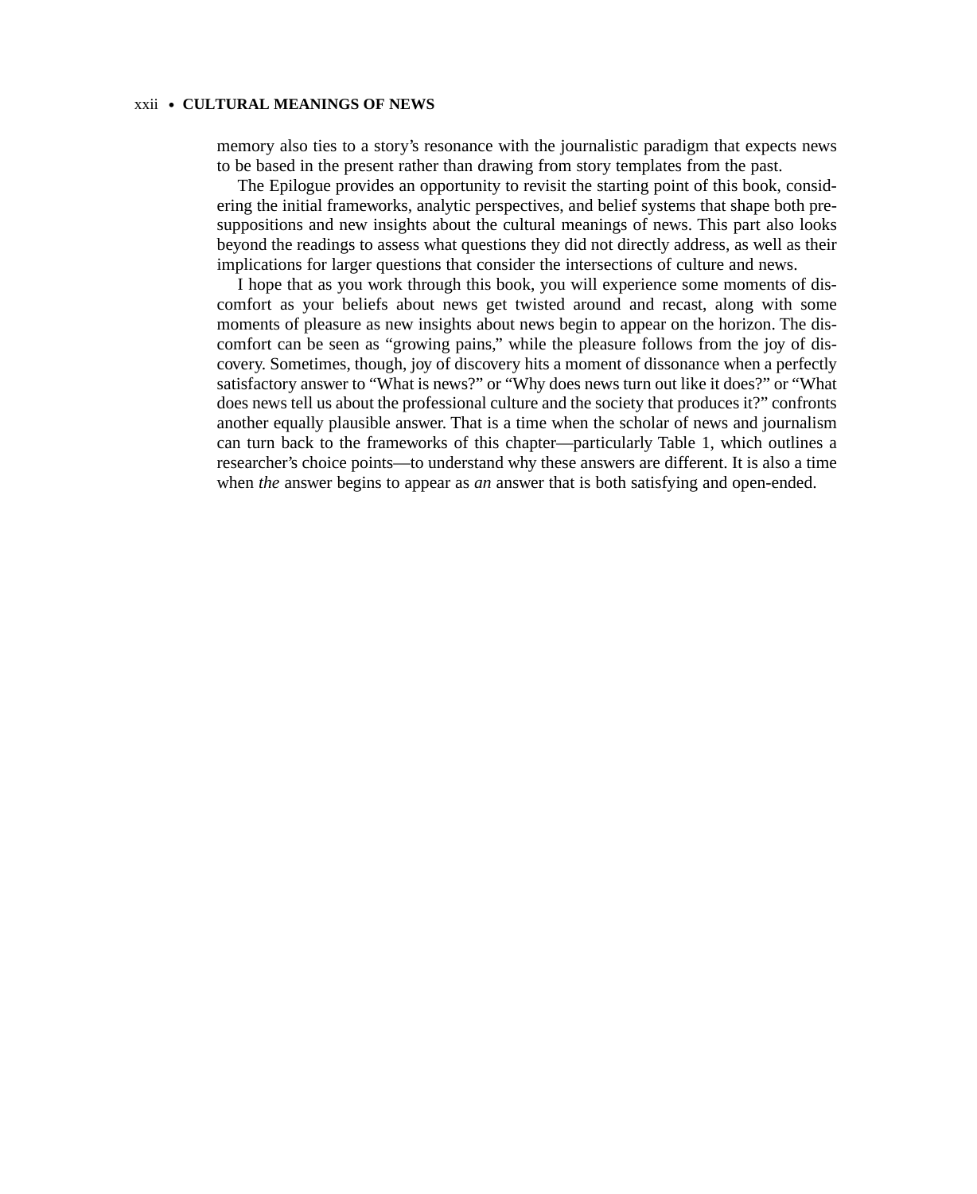memory also ties to a story's resonance with the journalistic paradigm that expects news to be based in the present rather than drawing from story templates from the past.

The Epilogue provides an opportunity to revisit the starting point of this book, considering the initial frameworks, analytic perspectives, and belief systems that shape both presuppositions and new insights about the cultural meanings of news. This part also looks beyond the readings to assess what questions they did not directly address, as well as their implications for larger questions that consider the intersections of culture and news.

I hope that as you work through this book, you will experience some moments of discomfort as your beliefs about news get twisted around and recast, along with some moments of pleasure as new insights about news begin to appear on the horizon. The discomfort can be seen as "growing pains," while the pleasure follows from the joy of discovery. Sometimes, though, joy of discovery hits a moment of dissonance when a perfectly satisfactory answer to "What is news?" or "Why does news turn out like it does?" or "What does news tell us about the professional culture and the society that produces it?" confronts another equally plausible answer. That is a time when the scholar of news and journalism can turn back to the frameworks of this chapter—particularly Table 1, which outlines a researcher's choice points—to understand why these answers are different. It is also a time when *the* answer begins to appear as *an* answer that is both satisfying and open-ended.